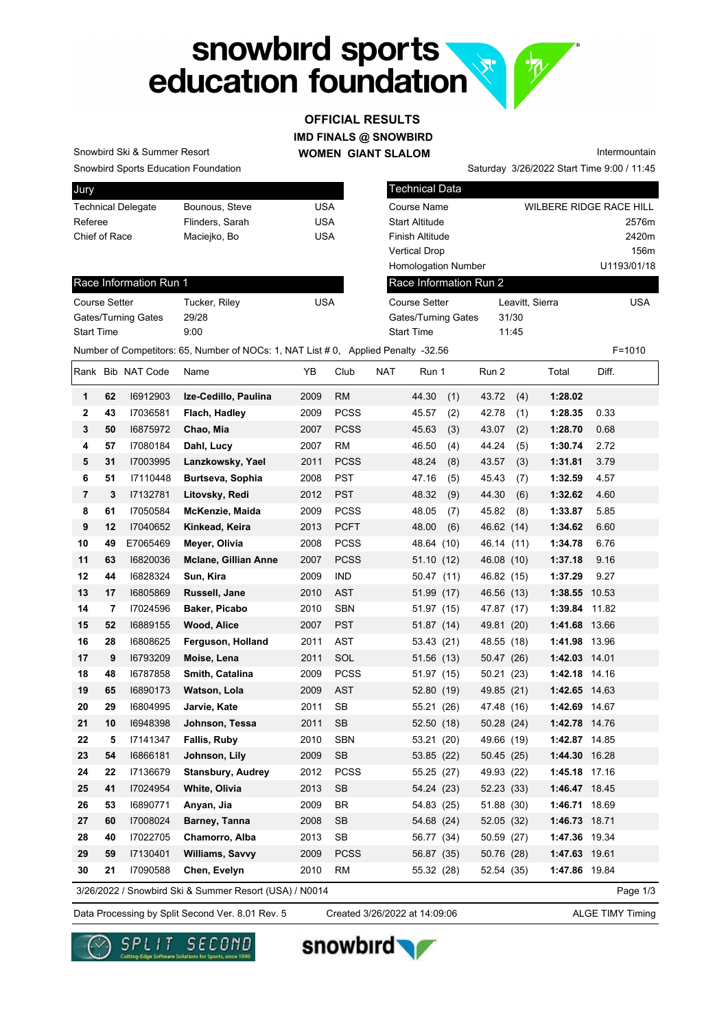# snowbird sports education foundation

## OFFICIAL RESULTS

### IMD FINALS @ SNOWBIRD

### WOMEN GIANT SLALOM

Snowbird Ski & Summer Resort

Snowbird Sports Education Foundation

Intermountain

Saturday 3/26/2022 Start Time 9:00 / 11:45

| Jury | | |
|---|---|---|
| Technical Delegate | Bounous, Steve | USA |
| Referee | Flinders, Sarah | USA |
| Chief of Race | Maciejko, Bo | USA |

| Technical Data | |
|---|---|
| Course Name | WILBERE RIDGE RACE HILL |
| Start Altitude | 2576m |
| Finish Altitude | 2420m |
| Vertical Drop | 156m |
| Homologation Number | U1193/01/18 |

| Race Information Run 1 | | |
|---|---|---|
| Course Setter | Tucker, Riley | USA |
| Gates/Turning Gates | 29/28 | |
| Start Time | 9:00 | |

| Race Information Run 2 | | |
|---|---|---|
| Course Setter | Leavitt, Sierra | USA |
| Gates/Turning Gates | 31/30 | |
| Start Time | 11:45 | |

Number of Competitors: 65, Number of NOCs: 1, NAT List # 0, Applied Penalty -32.56 F=1010

| Rank | Bib | NAT Code | Name | YB | Club | NAT | Run 1 | Run 2 | Total | Diff. |
|---|---|---|---|---|---|---|---|---|---|---|
| 1 | 62 | I6912903 | **Ize-Cedillo, Paulina** | 2009 | RM | | 44.30 (1) | 43.72 (4) | **1:28.02** | |
| 2 | 43 | I7036581 | **Flach, Hadley** | 2009 | PCSS | | 45.57 (2) | 42.78 (1) | **1:28.35** | 0.33 |
| 3 | 50 | I6875972 | **Chao, Mia** | 2007 | PCSS | | 45.63 (3) | 43.07 (2) | **1:28.70** | 0.68 |
| 4 | 57 | I7080184 | **Dahl, Lucy** | 2007 | RM | | 46.50 (4) | 44.24 (5) | **1:30.74** | 2.72 |
| 5 | 31 | I7003995 | **Lanzkowsky, Yael** | 2011 | PCSS | | 48.24 (8) | 43.57 (3) | **1:31.81** | 3.79 |
| 6 | 51 | I7110448 | **Burtseva, Sophia** | 2008 | PST | | 47.16 (5) | 45.43 (7) | **1:32.59** | 4.57 |
| 7 | 3 | I7132781 | **Litovsky, Redi** | 2012 | PST | | 48.32 (9) | 44.30 (6) | **1:32.62** | 4.60 |
| 8 | 61 | I7050584 | **McKenzie, Maida** | 2009 | PCSS | | 48.05 (7) | 45.82 (8) | **1:33.87** | 5.85 |
| 9 | 12 | I7040652 | **Kinkead, Keira** | 2013 | PCFT | | 48.00 (6) | 46.62 (14) | **1:34.62** | 6.60 |
| 10 | 49 | E7065469 | **Meyer, Olivia** | 2008 | PCSS | | 48.64 (10) | 46.14 (11) | **1:34.78** | 6.76 |
| 11 | 63 | I6820036 | **Mclane, Gillian Anne** | 2007 | PCSS | | 51.10 (12) | 46.08 (10) | **1:37.18** | 9.16 |
| 12 | 44 | I6828324 | **Sun, Kira** | 2009 | IND | | 50.47 (11) | 46.82 (15) | **1:37.29** | 9.27 |
| 13 | 17 | I6805869 | **Russell, Jane** | 2010 | AST | | 51.99 (17) | 46.56 (13) | **1:38.55** | 10.53 |
| 14 | 7 | I7024596 | **Baker, Picabo** | 2010 | SBN | | 51.97 (15) | 47.87 (17) | **1:39.84** | 11.82 |
| 15 | 52 | I6889155 | **Wood, Alice** | 2007 | PST | | 51.87 (14) | 49.81 (20) | **1:41.68** | 13.66 |
| 16 | 28 | I6808625 | **Ferguson, Holland** | 2011 | AST | | 53.43 (21) | 48.55 (18) | **1:41.98** | 13.96 |
| 17 | 9 | I6793209 | **Moise, Lena** | 2011 | SOL | | 51.56 (13) | 50.47 (26) | **1:42.03** | 14.01 |
| 18 | 48 | I6787858 | **Smith, Catalina** | 2009 | PCSS | | 51.97 (15) | 50.21 (23) | **1:42.18** | 14.16 |
| 19 | 65 | I6890173 | **Watson, Lola** | 2009 | AST | | 52.80 (19) | 49.85 (21) | **1:42.65** | 14.63 |
| 20 | 29 | I6804995 | **Jarvie, Kate** | 2011 | SB | | 55.21 (26) | 47.48 (16) | **1:42.69** | 14.67 |
| 21 | 10 | I6948398 | **Johnson, Tessa** | 2011 | SB | | 52.50 (18) | 50.28 (24) | **1:42.78** | 14.76 |
| 22 | 5 | I7141347 | **Fallis, Ruby** | 2010 | SBN | | 53.21 (20) | 49.66 (19) | **1:42.87** | 14.85 |
| 23 | 54 | I6866181 | **Johnson, Lily** | 2009 | SB | | 53.85 (22) | 50.45 (25) | **1:44.30** | 16.28 |
| 24 | 22 | I7136679 | **Stansbury, Audrey** | 2012 | PCSS | | 55.25 (27) | 49.93 (22) | **1:45.18** | 17.16 |
| 25 | 41 | I7024954 | **White, Olivia** | 2013 | SB | | 54.24 (23) | 52.23 (33) | **1:46.47** | 18.45 |
| 26 | 53 | I6890771 | **Anyan, Jia** | 2009 | BR | | 54.83 (25) | 51.88 (30) | **1:46.71** | 18.69 |
| 27 | 60 | I7008024 | **Barney, Tanna** | 2008 | SB | | 54.68 (24) | 52.05 (32) | **1:46.73** | 18.71 |
| 28 | 40 | I7022705 | **Chamorro, Alba** | 2013 | SB | | 56.77 (34) | 50.59 (27) | **1:47.36** | 19.34 |
| 29 | 59 | I7130401 | **Williams, Savvy** | 2009 | PCSS | | 56.87 (35) | 50.76 (28) | **1:47.63** | 19.61 |
| 30 | 21 | I7090588 | **Chen, Evelyn** | 2010 | RM | | 55.32 (28) | 52.54 (35) | **1:47.86** | 19.84 |

3/26/2022 / Snowbird Ski & Summer Resort (USA) / N0014

Data Processing by Split Second Ver. 8.01 Rev. 5 Created 3/26/2022 at 14:09:06 ALGE TIMY Timing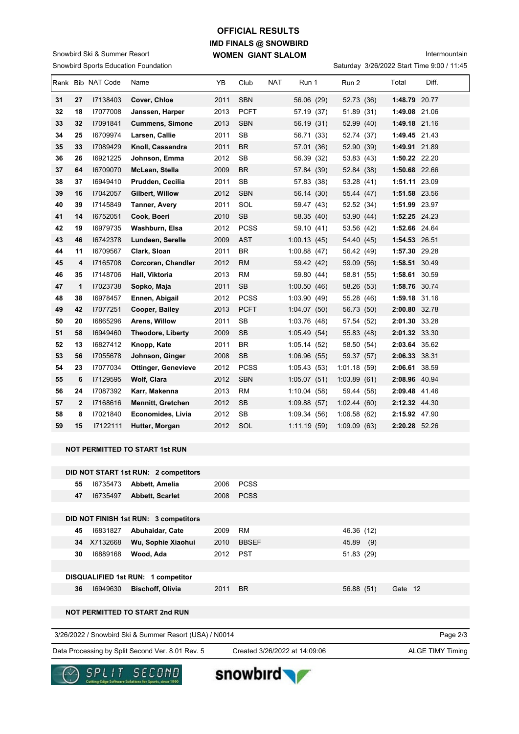# OFFICIAL RESULTS
## IMD FINALS @ SNOWBIRD
## WOMEN GIANT SLALOM

Snowbird Ski & Summer Resort

Snowbird Sports Education Foundation

Intermountain

Saturday 3/26/2022 Start Time 9:00 / 11:45

| Rank | Bib | NAT Code | Name | YB | Club | NAT | Run 1 | Run 2 | Total | Diff. |
|---|---|---|---|---|---|---|---|---|---|---|
| 31 | 27 | I7138403 | **Cover, Chloe** | 2011 | SBN | | 56.06 (29) | 52.73 (36) | **1:48.79** | 20.77 |
| 32 | 18 | I7077008 | **Janssen, Harper** | 2013 | PCFT | | 57.19 (37) | 51.89 (31) | **1:49.08** | 21.06 |
| 33 | 32 | I7091841 | **Cummens, Simone** | 2013 | SBN | | 56.19 (31) | 52.99 (40) | **1:49.18** | 21.16 |
| 34 | 25 | I6709974 | **Larsen, Callie** | 2011 | SB | | 56.71 (33) | 52.74 (37) | **1:49.45** | 21.43 |
| 35 | 33 | I7089429 | **Knoll, Cassandra** | 2011 | BR | | 57.01 (36) | 52.90 (39) | **1:49.91** | 21.89 |
| 36 | 26 | I6921225 | **Johnson, Emma** | 2012 | SB | | 56.39 (32) | 53.83 (43) | **1:50.22** | 22.20 |
| 37 | 64 | I6709070 | **McLean, Stella** | 2009 | BR | | 57.84 (39) | 52.84 (38) | **1:50.68** | 22.66 |
| 38 | 37 | I6949410 | **Prudden, Cecilia** | 2011 | SB | | 57.83 (38) | 53.28 (41) | **1:51.11** | 23.09 |
| 39 | 16 | I7042057 | **Gilbert, Willow** | 2012 | SBN | | 56.14 (30) | 55.44 (47) | **1:51.58** | 23.56 |
| 40 | 39 | I7145849 | **Tanner, Avery** | 2011 | SOL | | 59.47 (43) | 52.52 (34) | **1:51.99** | 23.97 |
| 41 | 14 | I6752051 | **Cook, Boeri** | 2010 | SB | | 58.35 (40) | 53.90 (44) | **1:52.25** | 24.23 |
| 42 | 19 | I6979735 | **Washburn, Elsa** | 2012 | PCSS | | 59.10 (41) | 53.56 (42) | **1:52.66** | 24.64 |
| 43 | 46 | I6742378 | **Lundeen, Serelle** | 2009 | AST | | 1:00.13 (45) | 54.40 (45) | **1:54.53** | 26.51 |
| 44 | 11 | I6709567 | **Clark, Sloan** | 2011 | BR | | 1:00.88 (47) | 56.42 (49) | **1:57.30** | 29.28 |
| 45 | 4 | I7165708 | **Corcoran, Chandler** | 2012 | RM | | 59.42 (42) | 59.09 (56) | **1:58.51** | 30.49 |
| 46 | 35 | I7148706 | **Hall, Viktoria** | 2013 | RM | | 59.80 (44) | 58.81 (55) | **1:58.61** | 30.59 |
| 47 | 1 | I7023738 | **Sopko, Maja** | 2011 | SB | | 1:00.50 (46) | 58.26 (53) | **1:58.76** | 30.74 |
| 48 | 38 | I6978457 | **Ennen, Abigail** | 2012 | PCSS | | 1:03.90 (49) | 55.28 (46) | **1:59.18** | 31.16 |
| 49 | 42 | I7077251 | **Cooper, Bailey** | 2013 | PCFT | | 1:04.07 (50) | 56.73 (50) | **2:00.80** | 32.78 |
| 50 | 20 | I6865296 | **Arens, Willow** | 2011 | SB | | 1:03.76 (48) | 57.54 (52) | **2:01.30** | 33.28 |
| 51 | 58 | I6949460 | **Theodore, Liberty** | 2009 | SB | | 1:05.49 (54) | 55.83 (48) | **2:01.32** | 33.30 |
| 52 | 13 | I6827412 | **Knopp, Kate** | 2011 | BR | | 1:05.14 (52) | 58.50 (54) | **2:03.64** | 35.62 |
| 53 | 56 | I7055678 | **Johnson, Ginger** | 2008 | SB | | 1:06.96 (55) | 59.37 (57) | **2:06.33** | 38.31 |
| 54 | 23 | I7077034 | **Ottinger, Genevieve** | 2012 | PCSS | | 1:05.43 (53) | 1:01.18 (59) | **2:06.61** | 38.59 |
| 55 | 6 | I7129595 | **Wolf, Clara** | 2012 | SBN | | 1:05.07 (51) | 1:03.89 (61) | **2:08.96** | 40.94 |
| 56 | 24 | I7087392 | **Karr, Makenna** | 2013 | RM | | 1:10.04 (58) | 59.44 (58) | **2:09.48** | 41.46 |
| 57 | 2 | I7168616 | **Mennitt, Gretchen** | 2012 | SB | | 1:09.88 (57) | 1:02.44 (60) | **2:12.32** | 44.30 |
| 58 | 8 | I7021840 | **Economides, Livia** | 2012 | SB | | 1:09.34 (56) | 1:06.58 (62) | **2:15.92** | 47.90 |
| 59 | 15 | I7122111 | **Hutter, Morgan** | 2012 | SOL | | 1:11.19 (59) | 1:09.09 (63) | **2:20.28** | 52.26 |

**NOT PERMITTED TO START 1st RUN**

**DID NOT START 1st RUN: 2 competitors**

| Bib | NAT Code | Name | YB | Club |
|---|---|---|---|---|
| 55 | I6735473 | **Abbett, Amelia** | 2006 | PCSS |
| 47 | I6735497 | **Abbett, Scarlet** | 2008 | PCSS |

**DID NOT FINISH 1st RUN: 3 competitors**

| Bib | NAT Code | Name | YB | Club | Run 2 |
|---|---|---|---|---|---|
| 45 | I6831827 | **Abuhaidar, Cate** | 2009 | RM | 46.36 (12) |
| 34 | X7132668 | **Wu, Sophie Xiaohui** | 2010 | BBSEF | 45.89 (9) |
| 30 | I6889168 | **Wood, Ada** | 2012 | PST | 51.83 (29) |

**DISQUALIFIED 1st RUN: 1 competitor**

| Bib | NAT Code | Name | YB | Club | Run 2 | |
|---|---|---|---|---|---|---|
| 36 | I6949630 | **Bischoff, Olivia** | 2011 | BR | 56.88 (51) | Gate 12 |

**NOT PERMITTED TO START 2nd RUN**

3/26/2022 / Snowbird Ski & Summer Resort (USA) / N0014

Data Processing by Split Second Ver. 8.01 Rev. 5 | Created 3/26/2022 at 14:09:06 | ALGE TIMY Timing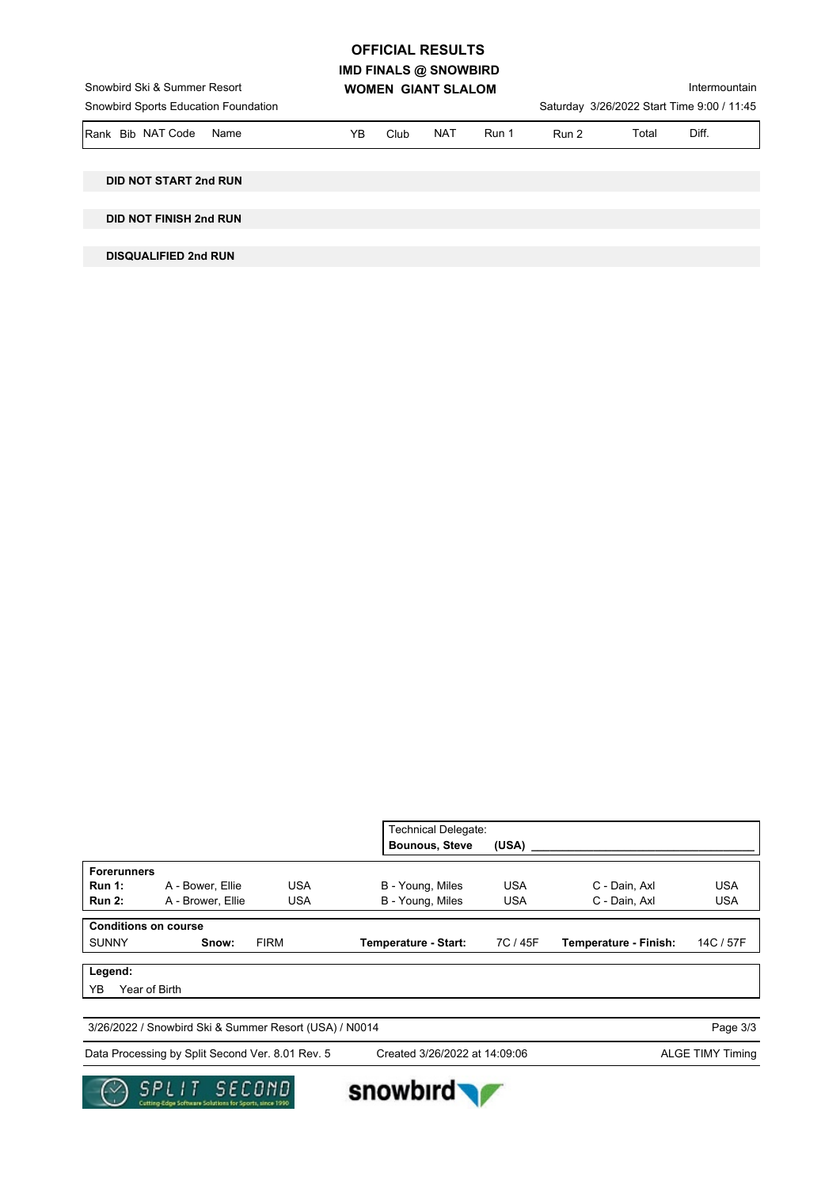# OFFICIAL RESULTS

## IMD FINALS @ SNOWBIRD

### WOMEN GIANT SLALOM

Snowbird Ski & Summer Resort
Snowbird Sports Education Foundation

Intermountain
Saturday 3/26/2022 Start Time 9:00 / 11:45

| Rank | Bib | NAT Code | Name | YB | Club | NAT | Run 1 | Run 2 | Total | Diff. |
|---|---|---|---|---|---|---|---|---|---|---|

**DID NOT START 2nd RUN**

**DID NOT FINISH 2nd RUN**

**DISQUALIFIED 2nd RUN**

Technical Delegate:
**Bounous, Steve** **(USA)** ____________________

| **Forerunners** | | | | | | |
|---|---|---|---|---|---|---|
| **Run 1:** | A - Bower, Ellie | USA | B - Young, Miles | USA | C - Dain, Axl | USA |
| **Run 2:** | A - Brower, Ellie | USA | B - Young, Miles | USA | C - Dain, Axl | USA |

| **Conditions on course** | | | | | | | |
|---|---|---|---|---|---|---|---|
| SUNNY | **Snow:** | FIRM | **Temperature - Start:** | 7C / 45F | **Temperature - Finish:** | 14C / 57F |

**Legend:**
YB Year of Birth

3/26/2022 / Snowbird Ski & Summer Resort (USA) / N0014

Data Processing by Split Second Ver. 8.01 Rev. 5 Created 3/26/2022 at 14:09:06 ALGE TIMY Timing